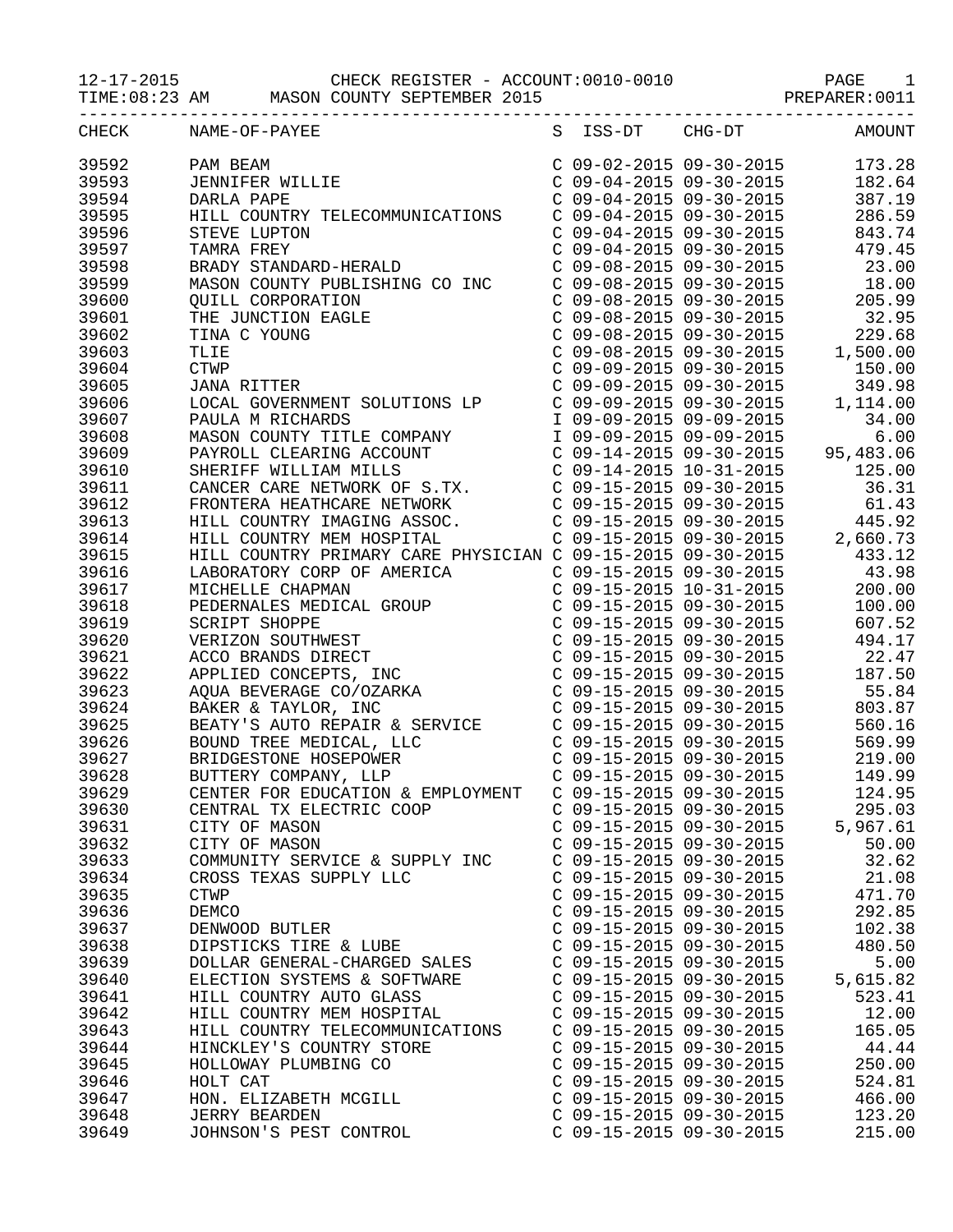12-17-2015 CHECK REGISTER - ACCOUNT:0010-0010 PAGE 1
TIME:08:23 AM MASON COUNTY SEPTEMBER 2015 PREPARER:0011

| CHECK | NAME-OF-PAYEE | S | ISS-DT | CHG-DT | AMOUNT |
|---|---|---|---|---|---|
| 39592 | PAM BEAM | C | 09-02-2015 | 09-30-2015 | 173.28 |
| 39593 | JENNIFER WILLIE | C | 09-04-2015 | 09-30-2015 | 182.64 |
| 39594 | DARLA PAPE | C | 09-04-2015 | 09-30-2015 | 387.19 |
| 39595 | HILL COUNTRY TELECOMMUNICATIONS | C | 09-04-2015 | 09-30-2015 | 286.59 |
| 39596 | STEVE LUPTON | C | 09-04-2015 | 09-30-2015 | 843.74 |
| 39597 | TAMRA FREY | C | 09-04-2015 | 09-30-2015 | 479.45 |
| 39598 | BRADY STANDARD-HERALD | C | 09-08-2015 | 09-30-2015 | 23.00 |
| 39599 | MASON COUNTY PUBLISHING CO INC | C | 09-08-2015 | 09-30-2015 | 18.00 |
| 39600 | QUILL CORPORATION | C | 09-08-2015 | 09-30-2015 | 205.99 |
| 39601 | THE JUNCTION EAGLE | C | 09-08-2015 | 09-30-2015 | 32.95 |
| 39602 | TINA C YOUNG | C | 09-08-2015 | 09-30-2015 | 229.68 |
| 39603 | TLIE | C | 09-08-2015 | 09-30-2015 | 1,500.00 |
| 39604 | CTWP | C | 09-09-2015 | 09-30-2015 | 150.00 |
| 39605 | JANA RITTER | C | 09-09-2015 | 09-30-2015 | 349.98 |
| 39606 | LOCAL GOVERNMENT SOLUTIONS LP | C | 09-09-2015 | 09-30-2015 | 1,114.00 |
| 39607 | PAULA M RICHARDS | I | 09-09-2015 | 09-09-2015 | 34.00 |
| 39608 | MASON COUNTY TITLE COMPANY | I | 09-09-2015 | 09-09-2015 | 6.00 |
| 39609 | PAYROLL CLEARING ACCOUNT | C | 09-14-2015 | 09-30-2015 | 95,483.06 |
| 39610 | SHERIFF WILLIAM MILLS | C | 09-14-2015 | 10-31-2015 | 125.00 |
| 39611 | CANCER CARE NETWORK OF S.TX. | C | 09-15-2015 | 09-30-2015 | 36.31 |
| 39612 | FRONTERA HEATHCARE NETWORK | C | 09-15-2015 | 09-30-2015 | 61.43 |
| 39613 | HILL COUNTRY IMAGING ASSOC. | C | 09-15-2015 | 09-30-2015 | 445.92 |
| 39614 | HILL COUNTRY MEM HOSPITAL | C | 09-15-2015 | 09-30-2015 | 2,660.73 |
| 39615 | HILL COUNTRY PRIMARY CARE PHYSICIAN | C | 09-15-2015 | 09-30-2015 | 433.12 |
| 39616 | LABORATORY CORP OF AMERICA | C | 09-15-2015 | 09-30-2015 | 43.98 |
| 39617 | MICHELLE CHAPMAN | C | 09-15-2015 | 10-31-2015 | 200.00 |
| 39618 | PEDERNALES MEDICAL GROUP | C | 09-15-2015 | 09-30-2015 | 100.00 |
| 39619 | SCRIPT SHOPPE | C | 09-15-2015 | 09-30-2015 | 607.52 |
| 39620 | VERIZON SOUTHWEST | C | 09-15-2015 | 09-30-2015 | 494.17 |
| 39621 | ACCO BRANDS DIRECT | C | 09-15-2015 | 09-30-2015 | 22.47 |
| 39622 | APPLIED CONCEPTS, INC | C | 09-15-2015 | 09-30-2015 | 187.50 |
| 39623 | AQUA BEVERAGE CO/OZARKA | C | 09-15-2015 | 09-30-2015 | 55.84 |
| 39624 | BAKER & TAYLOR, INC | C | 09-15-2015 | 09-30-2015 | 803.87 |
| 39625 | BEATY'S AUTO REPAIR & SERVICE | C | 09-15-2015 | 09-30-2015 | 560.16 |
| 39626 | BOUND TREE MEDICAL, LLC | C | 09-15-2015 | 09-30-2015 | 569.99 |
| 39627 | BRIDGESTONE HOSEPOWER | C | 09-15-2015 | 09-30-2015 | 219.00 |
| 39628 | BUTTERY COMPANY, LLP | C | 09-15-2015 | 09-30-2015 | 149.99 |
| 39629 | CENTER FOR EDUCATION & EMPLOYMENT | C | 09-15-2015 | 09-30-2015 | 124.95 |
| 39630 | CENTRAL TX ELECTRIC COOP | C | 09-15-2015 | 09-30-2015 | 295.03 |
| 39631 | CITY OF MASON | C | 09-15-2015 | 09-30-2015 | 5,967.61 |
| 39632 | CITY OF MASON | C | 09-15-2015 | 09-30-2015 | 50.00 |
| 39633 | COMMUNITY SERVICE & SUPPLY INC | C | 09-15-2015 | 09-30-2015 | 32.62 |
| 39634 | CROSS TEXAS SUPPLY LLC | C | 09-15-2015 | 09-30-2015 | 21.08 |
| 39635 | CTWP | C | 09-15-2015 | 09-30-2015 | 471.70 |
| 39636 | DEMCO | C | 09-15-2015 | 09-30-2015 | 292.85 |
| 39637 | DENWOOD BUTLER | C | 09-15-2015 | 09-30-2015 | 102.38 |
| 39638 | DIPSTICKS TIRE & LUBE | C | 09-15-2015 | 09-30-2015 | 480.50 |
| 39639 | DOLLAR GENERAL-CHARGED SALES | C | 09-15-2015 | 09-30-2015 | 5.00 |
| 39640 | ELECTION SYSTEMS & SOFTWARE | C | 09-15-2015 | 09-30-2015 | 5,615.82 |
| 39641 | HILL COUNTRY AUTO GLASS | C | 09-15-2015 | 09-30-2015 | 523.41 |
| 39642 | HILL COUNTRY MEM HOSPITAL | C | 09-15-2015 | 09-30-2015 | 12.00 |
| 39643 | HILL COUNTRY TELECOMMUNICATIONS | C | 09-15-2015 | 09-30-2015 | 165.05 |
| 39644 | HINCKLEY'S COUNTRY STORE | C | 09-15-2015 | 09-30-2015 | 44.44 |
| 39645 | HOLLOWAY PLUMBING CO | C | 09-15-2015 | 09-30-2015 | 250.00 |
| 39646 | HOLT CAT | C | 09-15-2015 | 09-30-2015 | 524.81 |
| 39647 | HON. ELIZABETH MCGILL | C | 09-15-2015 | 09-30-2015 | 466.00 |
| 39648 | JERRY BEARDEN | C | 09-15-2015 | 09-30-2015 | 123.20 |
| 39649 | JOHNSON'S PEST CONTROL | C | 09-15-2015 | 09-30-2015 | 215.00 |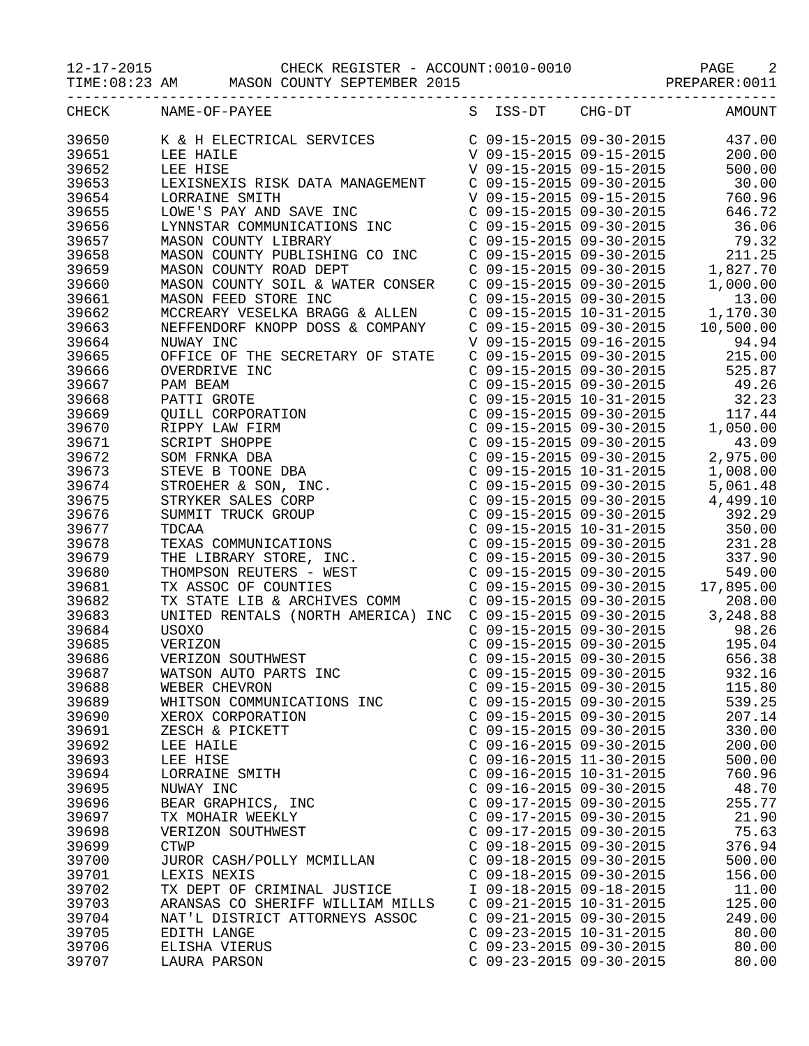12-17-2015 CHECK REGISTER - ACCOUNT:0010-0010

TIME:08:23 AM MASON COUNTY SEPTEMBER 2015 PREPARER:0011

| CHECK | NAME-OF-PAYEE | S | ISS-DT | CHG-DT | AMOUNT |
|---|---|---|---|---|---|
| 39650 | K & H ELECTRICAL SERVICES | C | 09-15-2015 | 09-30-2015 | 437.00 |
| 39651 | LEE HAILE | V | 09-15-2015 | 09-15-2015 | 200.00 |
| 39652 | LEE HISE | V | 09-15-2015 | 09-15-2015 | 500.00 |
| 39653 | LEXISNEXIS RISK DATA MANAGEMENT | C | 09-15-2015 | 09-30-2015 | 30.00 |
| 39654 | LORRAINE SMITH | V | 09-15-2015 | 09-15-2015 | 760.96 |
| 39655 | LOWE'S PAY AND SAVE INC | C | 09-15-2015 | 09-30-2015 | 646.72 |
| 39656 | LYNNSTAR COMMUNICATIONS INC | C | 09-15-2015 | 09-30-2015 | 36.06 |
| 39657 | MASON COUNTY LIBRARY | C | 09-15-2015 | 09-30-2015 | 79.32 |
| 39658 | MASON COUNTY PUBLISHING CO INC | C | 09-15-2015 | 09-30-2015 | 211.25 |
| 39659 | MASON COUNTY ROAD DEPT | C | 09-15-2015 | 09-30-2015 | 1,827.70 |
| 39660 | MASON COUNTY SOIL & WATER CONSER | C | 09-15-2015 | 09-30-2015 | 1,000.00 |
| 39661 | MASON FEED STORE INC | C | 09-15-2015 | 09-30-2015 | 13.00 |
| 39662 | MCCREARY VESELKA BRAGG & ALLEN | C | 09-15-2015 | 10-31-2015 | 1,170.30 |
| 39663 | NEFFENDORF KNOPP DOSS & COMPANY | C | 09-15-2015 | 09-30-2015 | 10,500.00 |
| 39664 | NUWAY INC | V | 09-15-2015 | 09-16-2015 | 94.94 |
| 39665 | OFFICE OF THE SECRETARY OF STATE | C | 09-15-2015 | 09-30-2015 | 215.00 |
| 39666 | OVERDRIVE INC | C | 09-15-2015 | 09-30-2015 | 525.87 |
| 39667 | PAM BEAM | C | 09-15-2015 | 09-30-2015 | 49.26 |
| 39668 | PATTI GROTE | C | 09-15-2015 | 10-31-2015 | 32.23 |
| 39669 | QUILL CORPORATION | C | 09-15-2015 | 09-30-2015 | 117.44 |
| 39670 | RIPPY LAW FIRM | C | 09-15-2015 | 09-30-2015 | 1,050.00 |
| 39671 | SCRIPT SHOPPE | C | 09-15-2015 | 09-30-2015 | 43.09 |
| 39672 | SOM FRNKA DBA | C | 09-15-2015 | 09-30-2015 | 2,975.00 |
| 39673 | STEVE B TOONE DBA | C | 09-15-2015 | 10-31-2015 | 1,008.00 |
| 39674 | STROEHER & SON, INC. | C | 09-15-2015 | 09-30-2015 | 5,061.48 |
| 39675 | STRYKER SALES CORP | C | 09-15-2015 | 09-30-2015 | 4,499.10 |
| 39676 | SUMMIT TRUCK GROUP | C | 09-15-2015 | 09-30-2015 | 392.29 |
| 39677 | TDCAA | C | 09-15-2015 | 10-31-2015 | 350.00 |
| 39678 | TEXAS COMMUNICATIONS | C | 09-15-2015 | 09-30-2015 | 231.28 |
| 39679 | THE LIBRARY STORE, INC. | C | 09-15-2015 | 09-30-2015 | 337.90 |
| 39680 | THOMPSON REUTERS - WEST | C | 09-15-2015 | 09-30-2015 | 549.00 |
| 39681 | TX ASSOC OF COUNTIES | C | 09-15-2015 | 09-30-2015 | 17,895.00 |
| 39682 | TX STATE LIB & ARCHIVES COMM | C | 09-15-2015 | 09-30-2015 | 208.00 |
| 39683 | UNITED RENTALS (NORTH AMERICA) INC | C | 09-15-2015 | 09-30-2015 | 3,248.88 |
| 39684 | USOXO | C | 09-15-2015 | 09-30-2015 | 98.26 |
| 39685 | VERIZON | C | 09-15-2015 | 09-30-2015 | 195.04 |
| 39686 | VERIZON SOUTHWEST | C | 09-15-2015 | 09-30-2015 | 656.38 |
| 39687 | WATSON AUTO PARTS INC | C | 09-15-2015 | 09-30-2015 | 932.16 |
| 39688 | WEBER CHEVRON | C | 09-15-2015 | 09-30-2015 | 115.80 |
| 39689 | WHITSON COMMUNICATIONS INC | C | 09-15-2015 | 09-30-2015 | 539.25 |
| 39690 | XEROX CORPORATION | C | 09-15-2015 | 09-30-2015 | 207.14 |
| 39691 | ZESCH & PICKETT | C | 09-15-2015 | 09-30-2015 | 330.00 |
| 39692 | LEE HAILE | C | 09-16-2015 | 09-30-2015 | 200.00 |
| 39693 | LEE HISE | C | 09-16-2015 | 11-30-2015 | 500.00 |
| 39694 | LORRAINE SMITH | C | 09-16-2015 | 10-31-2015 | 760.96 |
| 39695 | NUWAY INC | C | 09-16-2015 | 09-30-2015 | 48.70 |
| 39696 | BEAR GRAPHICS, INC | C | 09-17-2015 | 09-30-2015 | 255.77 |
| 39697 | TX MOHAIR WEEKLY | C | 09-17-2015 | 09-30-2015 | 21.90 |
| 39698 | VERIZON SOUTHWEST | C | 09-17-2015 | 09-30-2015 | 75.63 |
| 39699 | CTWP | C | 09-18-2015 | 09-30-2015 | 376.94 |
| 39700 | JUROR CASH/POLLY MCMILLAN | C | 09-18-2015 | 09-30-2015 | 500.00 |
| 39701 | LEXIS NEXIS | C | 09-18-2015 | 09-30-2015 | 156.00 |
| 39702 | TX DEPT OF CRIMINAL JUSTICE | I | 09-18-2015 | 09-18-2015 | 11.00 |
| 39703 | ARANSAS CO SHERIFF WILLIAM MILLS | C | 09-21-2015 | 10-31-2015 | 125.00 |
| 39704 | NAT'L DISTRICT ATTORNEYS ASSOC | C | 09-21-2015 | 09-30-2015 | 249.00 |
| 39705 | EDITH LANGE | C | 09-23-2015 | 10-31-2015 | 80.00 |
| 39706 | ELISHA VIERUS | C | 09-23-2015 | 09-30-2015 | 80.00 |
| 39707 | LAURA PARSON | C | 09-23-2015 | 09-30-2015 | 80.00 |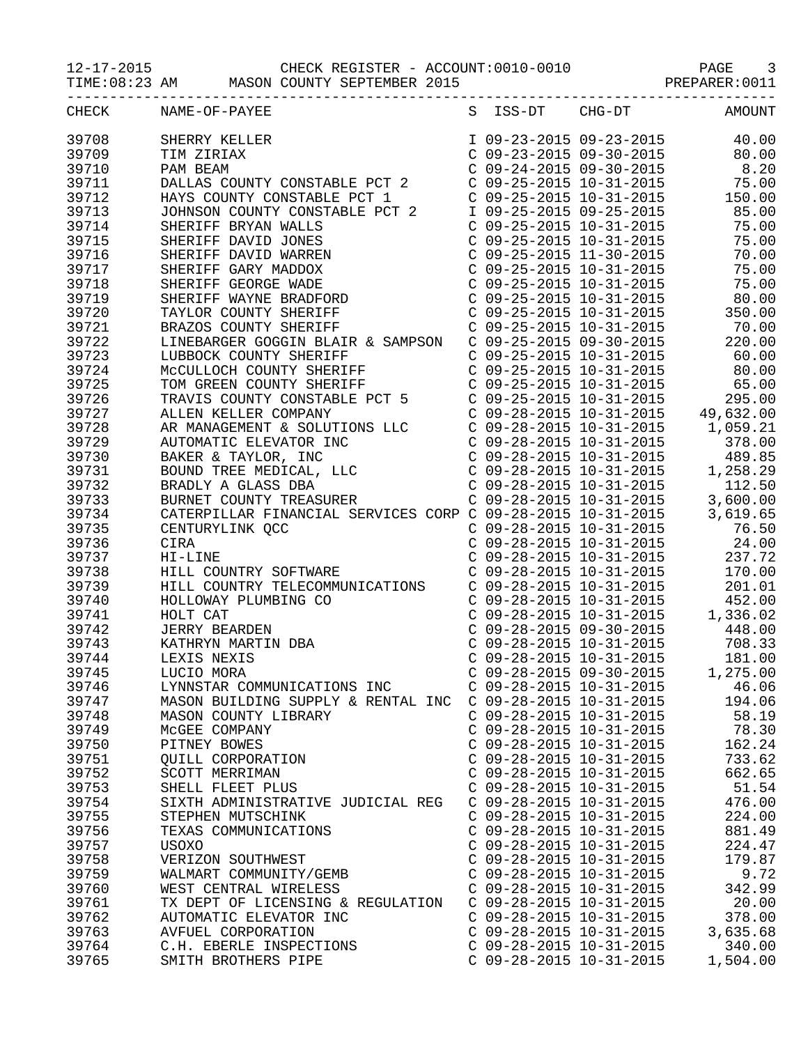CHECK REGISTER - ACCOUNT:0010-0010

MASON COUNTY SEPTEMBER 2015

| CHECK | NAME-OF-PAYEE | S | ISS-DT | CHG-DT | AMOUNT |
|---|---|---|---|---|---|
| 39708 | SHERRY KELLER | I | 09-23-2015 | 09-23-2015 | 40.00 |
| 39709 | TIM ZIRIAX | C | 09-23-2015 | 09-30-2015 | 80.00 |
| 39710 | PAM BEAM | C | 09-24-2015 | 09-30-2015 | 8.20 |
| 39711 | DALLAS COUNTY CONSTABLE PCT 2 | C | 09-25-2015 | 10-31-2015 | 75.00 |
| 39712 | HAYS COUNTY CONSTABLE PCT 1 | C | 09-25-2015 | 10-31-2015 | 150.00 |
| 39713 | JOHNSON COUNTY CONSTABLE PCT 2 | I | 09-25-2015 | 09-25-2015 | 85.00 |
| 39714 | SHERIFF BRYAN WALLS | C | 09-25-2015 | 10-31-2015 | 75.00 |
| 39715 | SHERIFF DAVID JONES | C | 09-25-2015 | 10-31-2015 | 75.00 |
| 39716 | SHERIFF DAVID WARREN | C | 09-25-2015 | 11-30-2015 | 70.00 |
| 39717 | SHERIFF GARY MADDOX | C | 09-25-2015 | 10-31-2015 | 75.00 |
| 39718 | SHERIFF GEORGE WADE | C | 09-25-2015 | 10-31-2015 | 75.00 |
| 39719 | SHERIFF WAYNE BRADFORD | C | 09-25-2015 | 10-31-2015 | 80.00 |
| 39720 | TAYLOR COUNTY SHERIFF | C | 09-25-2015 | 10-31-2015 | 350.00 |
| 39721 | BRAZOS COUNTY SHERIFF | C | 09-25-2015 | 10-31-2015 | 70.00 |
| 39722 | LINEBARGER GOGGIN BLAIR & SAMPSON | C | 09-25-2015 | 09-30-2015 | 220.00 |
| 39723 | LUBBOCK COUNTY SHERIFF | C | 09-25-2015 | 10-31-2015 | 60.00 |
| 39724 | McCULLOCH COUNTY SHERIFF | C | 09-25-2015 | 10-31-2015 | 80.00 |
| 39725 | TOM GREEN COUNTY SHERIFF | C | 09-25-2015 | 10-31-2015 | 65.00 |
| 39726 | TRAVIS COUNTY CONSTABLE PCT 5 | C | 09-25-2015 | 10-31-2015 | 295.00 |
| 39727 | ALLEN KELLER COMPANY | C | 09-28-2015 | 10-31-2015 | 49,632.00 |
| 39728 | AR MANAGEMENT & SOLUTIONS LLC | C | 09-28-2015 | 10-31-2015 | 1,059.21 |
| 39729 | AUTOMATIC ELEVATOR INC | C | 09-28-2015 | 10-31-2015 | 378.00 |
| 39730 | BAKER & TAYLOR, INC | C | 09-28-2015 | 10-31-2015 | 489.85 |
| 39731 | BOUND TREE MEDICAL, LLC | C | 09-28-2015 | 10-31-2015 | 1,258.29 |
| 39732 | BRADLY A GLASS DBA | C | 09-28-2015 | 10-31-2015 | 112.50 |
| 39733 | BURNET COUNTY TREASURER | C | 09-28-2015 | 10-31-2015 | 3,600.00 |
| 39734 | CATERPILLAR FINANCIAL SERVICES CORP | C | 09-28-2015 | 10-31-2015 | 3,619.65 |
| 39735 | CENTURYLINK QCC | C | 09-28-2015 | 10-31-2015 | 76.50 |
| 39736 | CIRA | C | 09-28-2015 | 10-31-2015 | 24.00 |
| 39737 | HI-LINE | C | 09-28-2015 | 10-31-2015 | 237.72 |
| 39738 | HILL COUNTRY SOFTWARE | C | 09-28-2015 | 10-31-2015 | 170.00 |
| 39739 | HILL COUNTRY TELECOMMUNICATIONS | C | 09-28-2015 | 10-31-2015 | 201.01 |
| 39740 | HOLLOWAY PLUMBING CO | C | 09-28-2015 | 10-31-2015 | 452.00 |
| 39741 | HOLT CAT | C | 09-28-2015 | 10-31-2015 | 1,336.02 |
| 39742 | JERRY BEARDEN | C | 09-28-2015 | 09-30-2015 | 448.00 |
| 39743 | KATHRYN MARTIN DBA | C | 09-28-2015 | 10-31-2015 | 708.33 |
| 39744 | LEXIS NEXIS | C | 09-28-2015 | 10-31-2015 | 181.00 |
| 39745 | LUCIO MORA | C | 09-28-2015 | 09-30-2015 | 1,275.00 |
| 39746 | LYNNSTAR COMMUNICATIONS INC | C | 09-28-2015 | 10-31-2015 | 46.06 |
| 39747 | MASON BUILDING SUPPLY & RENTAL INC | C | 09-28-2015 | 10-31-2015 | 194.06 |
| 39748 | MASON COUNTY LIBRARY | C | 09-28-2015 | 10-31-2015 | 58.19 |
| 39749 | McGEE COMPANY | C | 09-28-2015 | 10-31-2015 | 78.30 |
| 39750 | PITNEY BOWES | C | 09-28-2015 | 10-31-2015 | 162.24 |
| 39751 | QUILL CORPORATION | C | 09-28-2015 | 10-31-2015 | 733.62 |
| 39752 | SCOTT MERRIMAN | C | 09-28-2015 | 10-31-2015 | 662.65 |
| 39753 | SHELL FLEET PLUS | C | 09-28-2015 | 10-31-2015 | 51.54 |
| 39754 | SIXTH ADMINISTRATIVE JUDICIAL REG | C | 09-28-2015 | 10-31-2015 | 476.00 |
| 39755 | STEPHEN MUTSCHINK | C | 09-28-2015 | 10-31-2015 | 224.00 |
| 39756 | TEXAS COMMUNICATIONS | C | 09-28-2015 | 10-31-2015 | 881.49 |
| 39757 | USOXO | C | 09-28-2015 | 10-31-2015 | 224.47 |
| 39758 | VERIZON SOUTHWEST | C | 09-28-2015 | 10-31-2015 | 179.87 |
| 39759 | WALMART COMMUNITY/GEMB | C | 09-28-2015 | 10-31-2015 | 9.72 |
| 39760 | WEST CENTRAL WIRELESS | C | 09-28-2015 | 10-31-2015 | 342.99 |
| 39761 | TX DEPT OF LICENSING & REGULATION | C | 09-28-2015 | 10-31-2015 | 20.00 |
| 39762 | AUTOMATIC ELEVATOR INC | C | 09-28-2015 | 10-31-2015 | 378.00 |
| 39763 | AVFUEL CORPORATION | C | 09-28-2015 | 10-31-2015 | 3,635.68 |
| 39764 | C.H. EBERLE INSPECTIONS | C | 09-28-2015 | 10-31-2015 | 340.00 |
| 39765 | SMITH BROTHERS PIPE | C | 09-28-2015 | 10-31-2015 | 1,504.00 |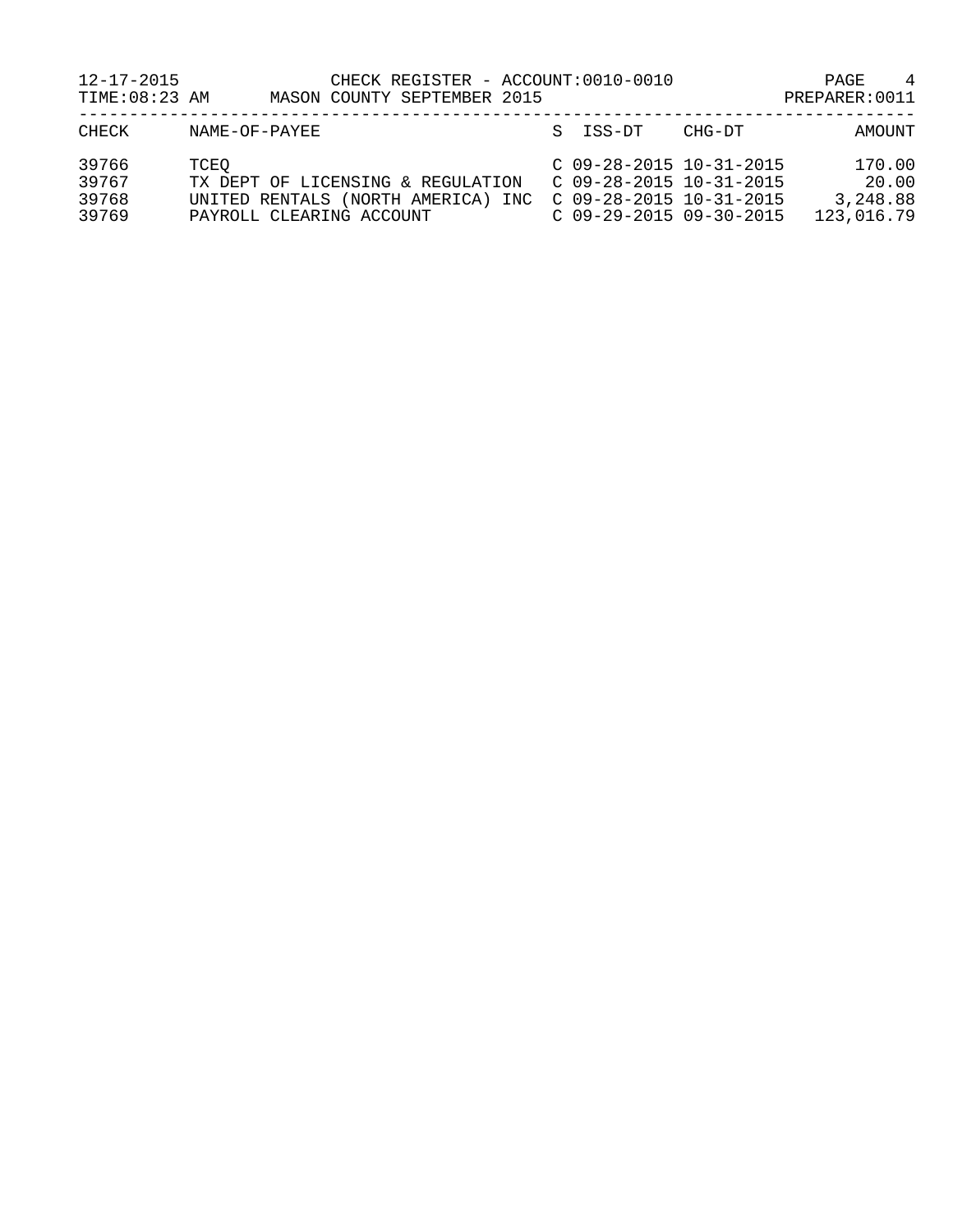| CHECK | NAME-OF-PAYEE | S | ISS-DT | CHG-DT | AMOUNT |
|---|---|---|---|---|---|
| 39766 | TCEQ | C | 09-28-2015 | 10-31-2015 | 170.00 |
| 39767 | TX DEPT OF LICENSING & REGULATION | C | 09-28-2015 | 10-31-2015 | 20.00 |
| 39768 | UNITED RENTALS (NORTH AMERICA) INC | C | 09-28-2015 | 10-31-2015 | 3,248.88 |
| 39769 | PAYROLL CLEARING ACCOUNT | C | 09-29-2015 | 09-30-2015 | 123,016.79 |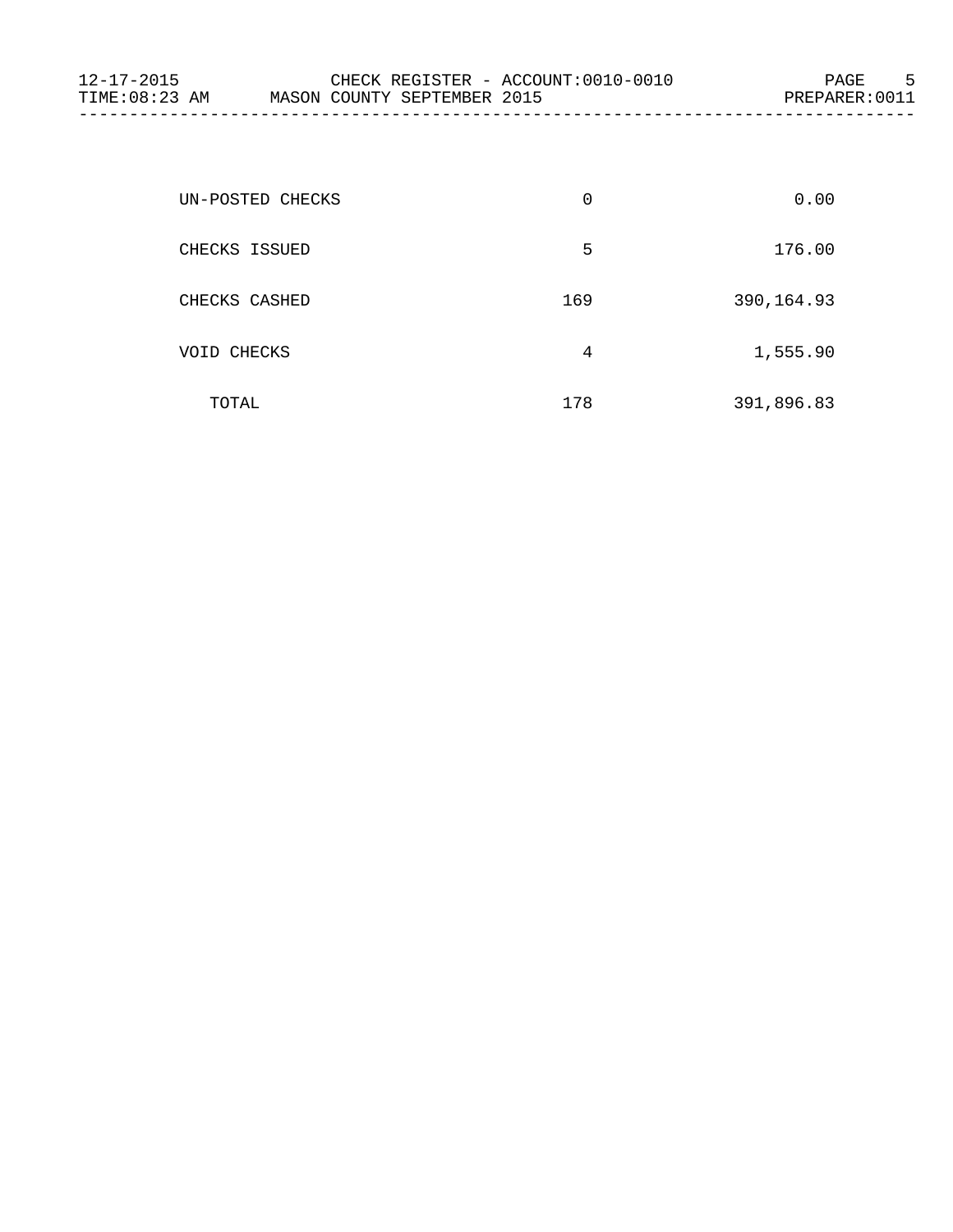| | | |
|---|---|---|
| UN-POSTED CHECKS | 0 | 0.00 |
| CHECKS ISSUED | 5 | 176.00 |
| CHECKS CASHED | 169 | 390,164.93 |
| VOID CHECKS | 4 | 1,555.90 |
| TOTAL | 178 | 391,896.83 |